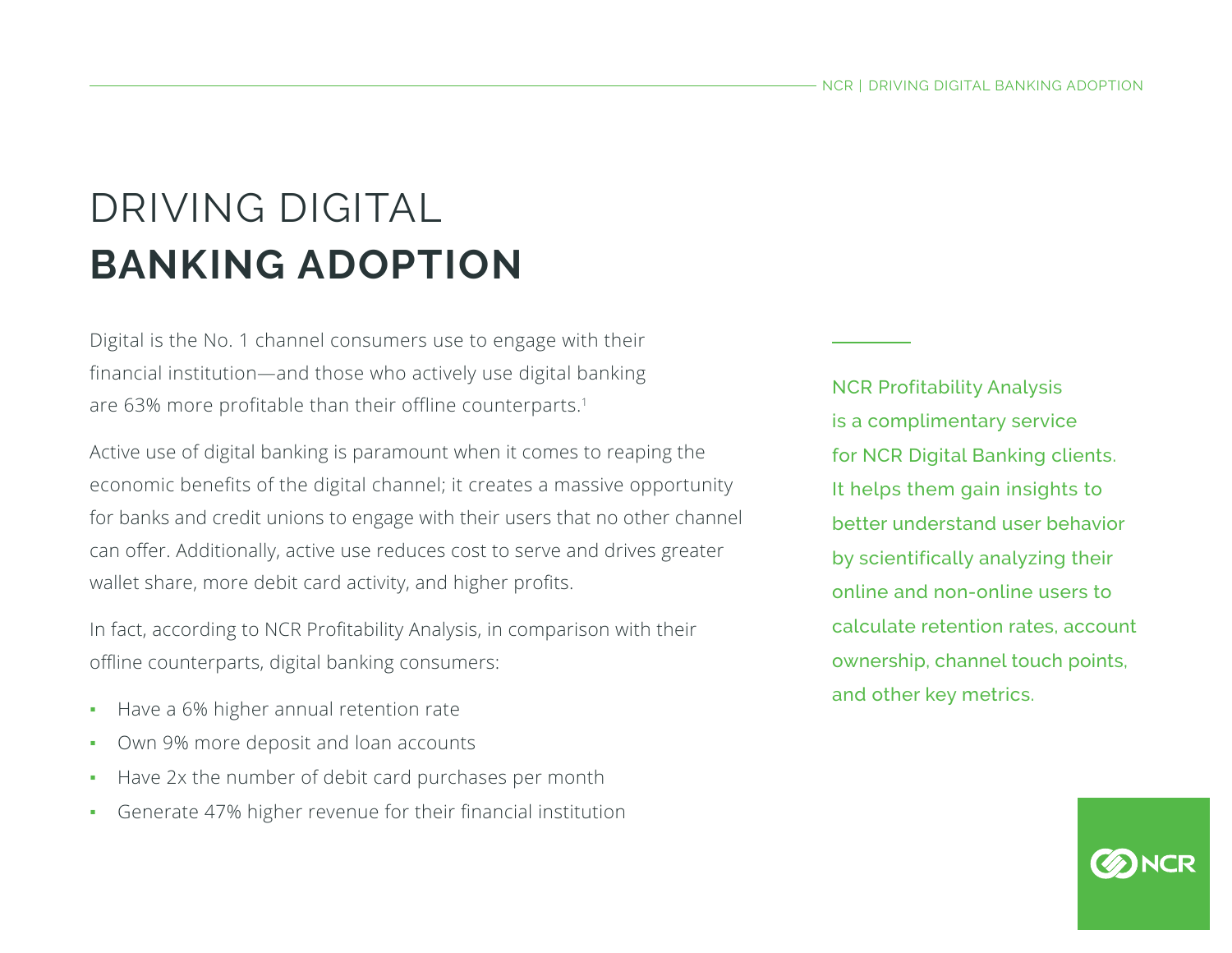# DRIVING DIGITAL **BANKING ADOPTION**

Digital is the No. 1 channel consumers use to engage with their financial institution—and those who actively use digital banking are 63% more profitable than their offline counterparts.[1]

Active use of digital banking is paramount when it comes to reaping the economic benefits of the digital channel; it creates a massive opportunity for banks and credit unions to engage with their users that no other channel can offer. Additionally, active use reduces cost to serve and drives greater wallet share, more debit card activity, and higher profits.

In fact, according to NCR Profitability Analysis, in comparison with their offline counterparts, digital banking consumers:

- Have a 6% higher annual retention rate
- Own 9% more deposit and loan accounts
- Have 2x the number of debit card purchases per month
- Generate 47% higher revenue for their financial institution

NCR Profitability Analysis is a complimentary service for NCR Digital Banking clients. It helps them gain insights to better understand user behavior by scientifically analyzing their online and non-online users to calculate retention rates, account ownership, channel touch points, and other key metrics.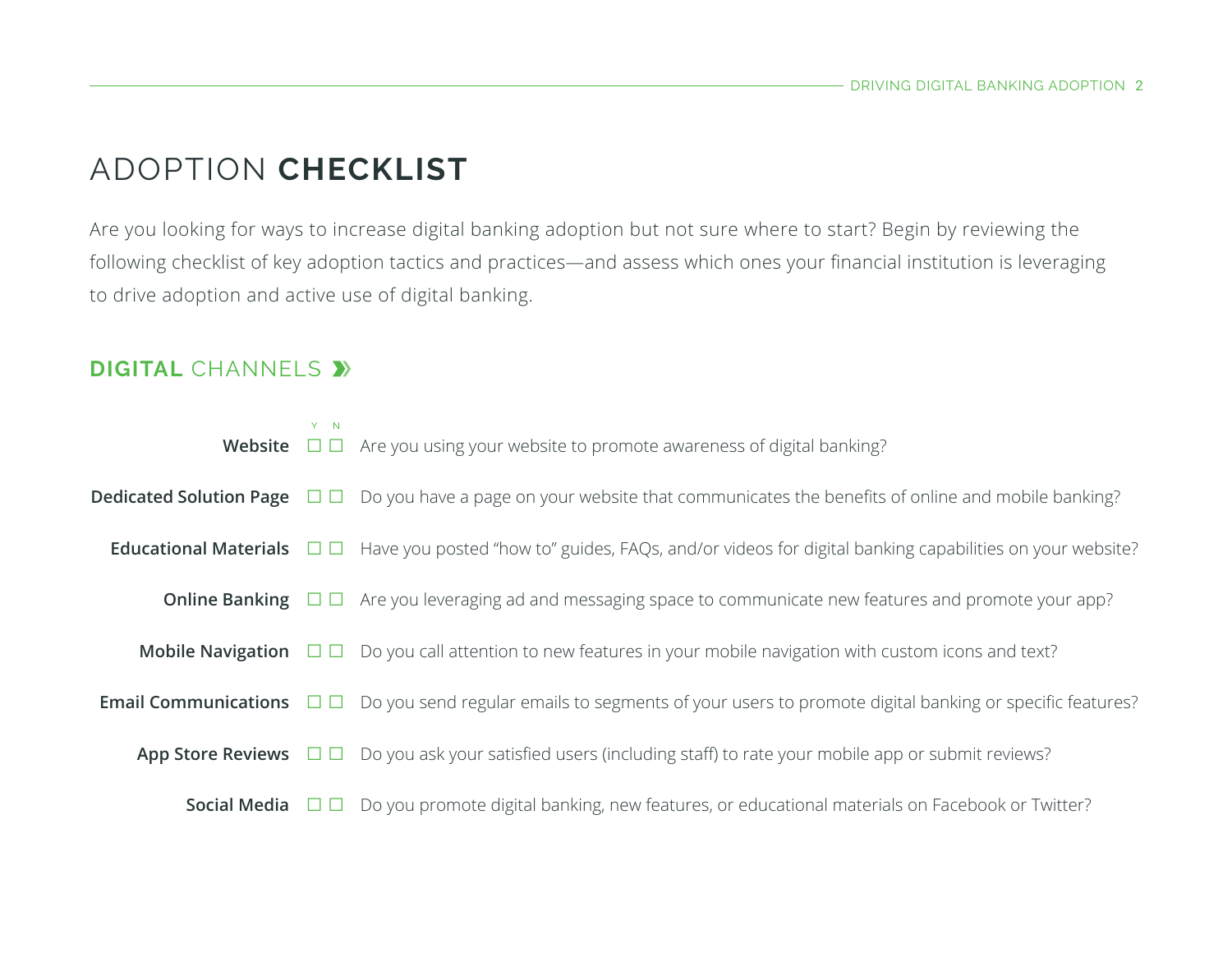# ADOPTION **CHECKLIST**

Are you looking for ways to increase digital banking adoption but not sure where to start? Begin by reviewing the following checklist of key adoption tactics and practices—and assess which ones your financial institution is leveraging to drive adoption and active use of digital banking.

## **DIGITAL** CHANNELS »

| | Y | N | |
|---|---|---|---|
| **Website** | ☐ | ☐ | Are you using your website to promote awareness of digital banking? |
| **Dedicated Solution Page** | ☐ | ☐ | Do you have a page on your website that communicates the benefits of online and mobile banking? |
| **Educational Materials** | ☐ | ☐ | Have you posted "how to" guides, FAQs, and/or videos for digital banking capabilities on your website? |
| **Online Banking** | ☐ | ☐ | Are you leveraging ad and messaging space to communicate new features and promote your app? |
| **Mobile Navigation** | ☐ | ☐ | Do you call attention to new features in your mobile navigation with custom icons and text? |
| **Email Communications** | ☐ | ☐ | Do you send regular emails to segments of your users to promote digital banking or specific features? |
| **App Store Reviews** | ☐ | ☐ | Do you ask your satisfied users (including staff) to rate your mobile app or submit reviews? |
| **Social Media** | ☐ | ☐ | Do you promote digital banking, new features, or educational materials on Facebook or Twitter? |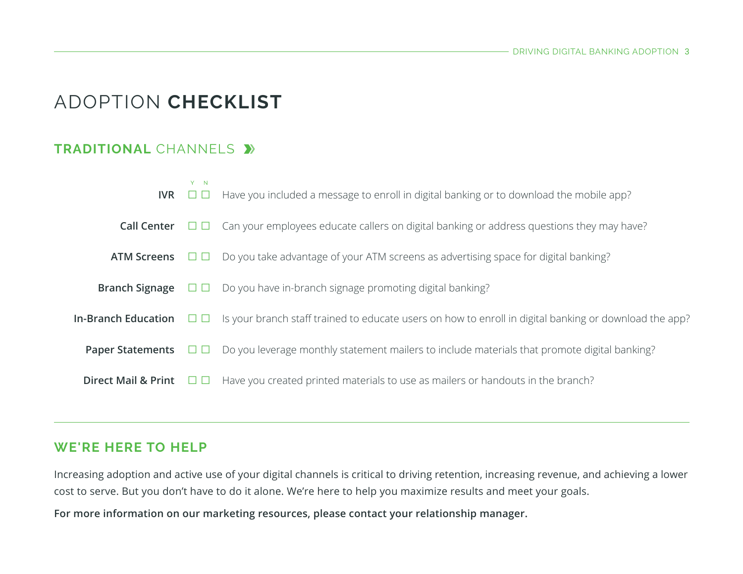# ADOPTION **CHECKLIST**

## **TRADITIONAL** CHANNELS

| | Y | N | |
|---|---|---|---|
| **IVR** | ☐ | ☐ | Have you included a message to enroll in digital banking or to download the mobile app? |
| **Call Center** | ☐ | ☐ | Can your employees educate callers on digital banking or address questions they may have? |
| **ATM Screens** | ☐ | ☐ | Do you take advantage of your ATM screens as advertising space for digital banking? |
| **Branch Signage** | ☐ | ☐ | Do you have in-branch signage promoting digital banking? |
| **In-Branch Education** | ☐ | ☐ | Is your branch staff trained to educate users on how to enroll in digital banking or download the app? |
| **Paper Statements** | ☐ | ☐ | Do you leverage monthly statement mailers to include materials that promote digital banking? |
| **Direct Mail & Print** | ☐ | ☐ | Have you created printed materials to use as mailers or handouts in the branch? |

## WE'RE HERE TO HELP

Increasing adoption and active use of your digital channels is critical to driving retention, increasing revenue, and achieving a lower cost to serve. But you don't have to do it alone. We're here to help you maximize results and meet your goals.

**For more information on our marketing resources, please contact your relationship manager.**